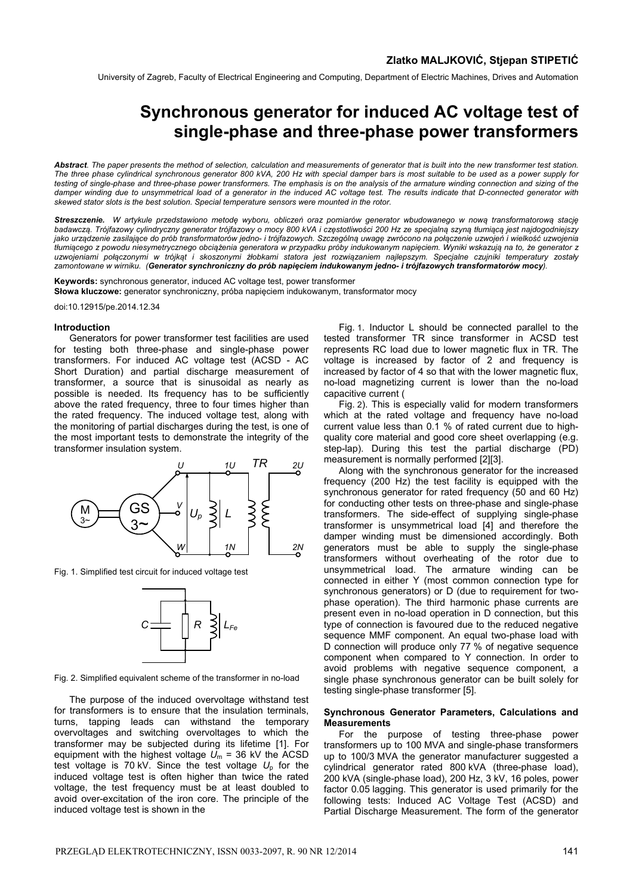**Zlatko MALJKOVIĆ, Stjepan STIPETIĆ**

University of Zagreb, Faculty of Electrical Engineering and Computing, Department of Electric Machines, Drives and Automation

# Synchronous generator for induced AC voltage test of single-phase and three-phase power transformers

***Abstract****. The paper presents the method of selection, calculation and measurements of generator that is built into the new transformer test station. The three phase cylindrical synchronous generator 800 kVA, 200 Hz with special damper bars is most suitable to be used as a power supply for testing of single-phase and three-phase power transformers. The emphasis is on the analysis of the armature winding connection and sizing of the damper winding due to unsymmetrical load of a generator in the induced AC voltage test. The results indicate that D-connected generator with skewed stator slots is the best solution. Special temperature sensors were mounted in the rotor.*

***Streszczenie.*** *W artykule przedstawiono metodę wyboru, obliczeń oraz pomiarów generator wbudowanego w nową transformatorową stację badawczą. Trójfazowy cylindryczny generator trójfazowy o mocy 800 kVA i częstotliwości 200 Hz ze specjalną szyną tłumiącą jest najdogodniejszy jako urządzenie zasilające do prób transformatorów jedno- i trójfazowych. Szczególną uwagę zwrócono na połączenie uzwojeń i wielkość uzwojenia tłumiącego z powodu niesymetrycznego obciążenia generatora w przypadku próby indukowanym napięciem. Wyniki wskazują na to, że generator z uzwojeniami połączonymi w trójkąt i skoszonymi żłobkami statora jest rozwiązaniem najlepszym. Specjalne czujniki temperatury zostały zamontowane w wirniku. (**Generator synchroniczny do prób napięciem indukowanym jedno- i trójfazowych transformatorów mocy**).*

**Keywords:** synchronous generator, induced AC voltage test, power transformer
**Słowa kluczowe:** generator synchroniczny, próba napięciem indukowanym, transformator mocy

doi:10.12915/pe.2014.12.34

### Introduction

Generators for power transformer test facilities are used for testing both three-phase and single-phase power transformers. For induced AC voltage test (ACSD - AC Short Duration) and partial discharge measurement of transformer, a source that is sinusoidal as nearly as possible is needed. Its frequency has to be sufficiently above the rated frequency, three to four times higher than the rated frequency. The induced voltage test, along with the monitoring of partial discharges during the test, is one of the most important tests to demonstrate the integrity of the transformer insulation system.

Fig. 1. Simplified test circuit for induced voltage test

Fig. 2. Simplified equivalent scheme of the transformer in no-load

The purpose of the induced overvoltage withstand test for transformers is to ensure that the insulation terminals, turns, tapping leads can withstand the temporary overvoltages and switching overvoltages to which the transformer may be subjected during its lifetime [1]. For equipment with the highest voltage $U_m$ = 36 kV the ACSD test voltage is 70 kV. Since the test voltage $U_p$ for the induced voltage test is often higher than twice the rated voltage, the test frequency must be at least doubled to avoid over-excitation of the iron core. The principle of the induced voltage test is shown in the Fig. 1. Inductor L should be connected parallel to the tested transformer TR since transformer in ACSD test represents RC load due to lower magnetic flux in TR. The voltage is increased by factor of 2 and frequency is increased by factor of 4 so that with the lower magnetic flux, no-load magnetizing current is lower than the no-load capacitive current (Fig. 2). This is especially valid for modern transformers which at the rated voltage and frequency have no-load current value less than 0.1 % of rated current due to high-quality core material and good core sheet overlapping (e.g. step-lap). During this test the partial discharge (PD) measurement is normally performed [2][3].

Along with the synchronous generator for the increased frequency (200 Hz) the test facility is equipped with the synchronous generator for rated frequency (50 and 60 Hz) for conducting other tests on three-phase and single-phase transformers. The side-effect of supplying single-phase transformer is unsymmetrical load [4] and therefore the damper winding must be dimensioned accordingly. Both generators must be able to supply the single-phase transformers without overheating of the rotor due to unsymmetrical load. The armature winding can be connected in either Y (most common connection type for synchronous generators) or D (due to requirement for two-phase operation). The third harmonic phase currents are present even in no-load operation in D connection, but this type of connection is favoured due to the reduced negative sequence MMF component. An equal two-phase load with D connection will produce only 77 % of negative sequence component when compared to Y connection. In order to avoid problems with negative sequence component, a single phase synchronous generator can be built solely for testing single-phase transformer [5].

### Synchronous Generator Parameters, Calculations and Measurements

For the purpose of testing three-phase power transformers up to 100 MVA and single-phase transformers up to 100/3 MVA the generator manufacturer suggested a cylindrical generator rated 800 kVA (three-phase load), 200 kVA (single-phase load), 200 Hz, 3 kV, 16 poles, power factor 0.05 lagging. This generator is used primarily for the following tests: Induced AC Voltage Test (ACSD) and Partial Discharge Measurement. The form of the generator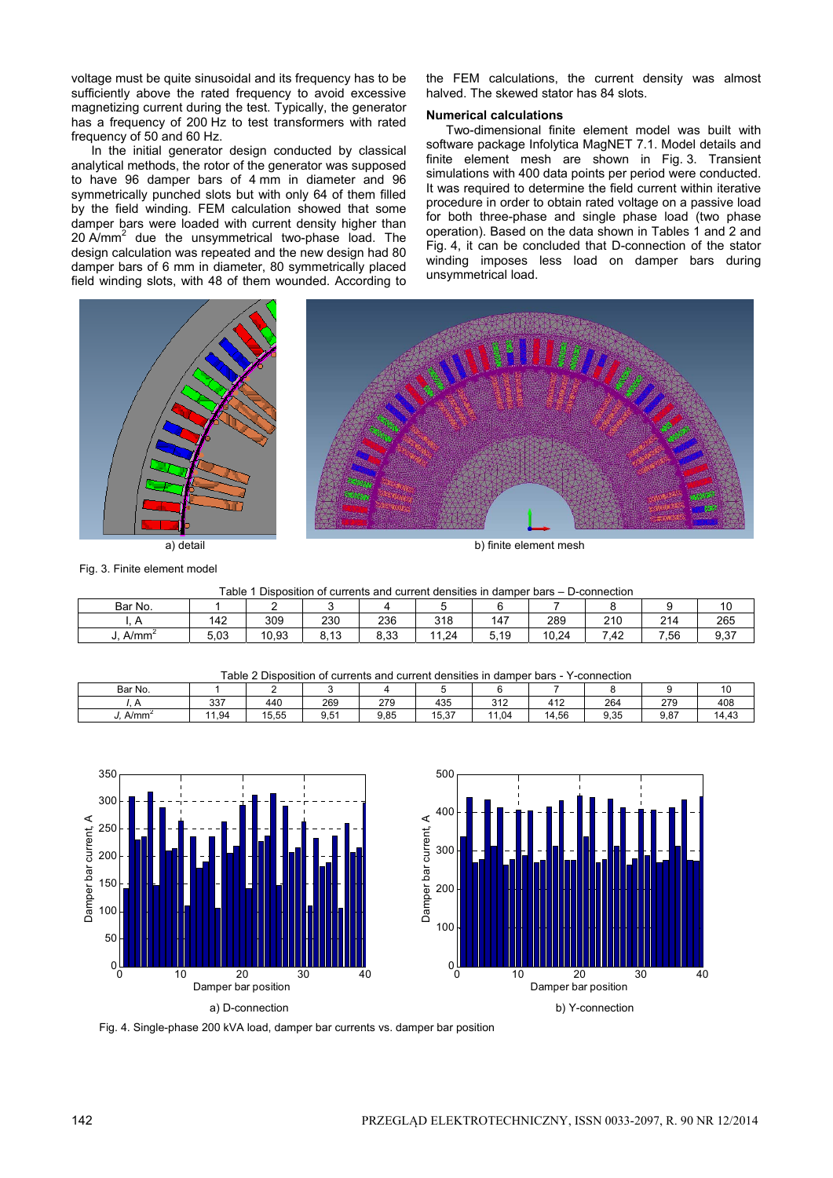voltage must be quite sinusoidal and its frequency has to be sufficiently above the rated frequency to avoid excessive magnetizing current during the test. Typically, the generator has a frequency of 200 Hz to test transformers with rated frequency of 50 and 60 Hz.

In the initial generator design conducted by classical analytical methods, the rotor of the generator was supposed to have 96 damper bars of 4 mm in diameter and 96 symmetrically punched slots but with only 64 of them filled by the field winding. FEM calculation showed that some damper bars were loaded with current density higher than 20 A/mm$^2$ due the unsymmetrical two-phase load. The design calculation was repeated and the new design had 80 damper bars of 6 mm in diameter, 80 symmetrically placed field winding slots, with 48 of them wounded. According to the FEM calculations, the current density was almost halved. The skewed stator has 84 slots.

### Numerical calculations

Two-dimensional finite element model was built with software package Infolytica MagNET 7.1. Model details and finite element mesh are shown in Fig. 3. Transient simulations with 400 data points per period were conducted. It was required to determine the field current within iterative procedure in order to obtain rated voltage on a passive load for both three-phase and single phase load (two phase operation). Based on the data shown in Tables 1 and 2 and Fig. 4, it can be concluded that D-connection of the stator winding imposes less load on damper bars during unsymmetrical load.

a) detail

b) finite element mesh

Fig. 3. Finite element model

Table 1 Disposition of currents and current densities in damper bars – D-connection

| Bar No. | 1 | 2 | 3 | 4 | 5 | 6 | 7 | 8 | 9 | 10 |
|---|---|---|---|---|---|---|---|---|---|---|
| I, A | 142 | 309 | 230 | 236 | 318 | 147 | 289 | 210 | 214 | 265 |
| J, A/mm$^2$ | 5,03 | 10,93 | 8,13 | 8,33 | 11,24 | 5,19 | 10,24 | 7,42 | 7,56 | 9,37 |

Table 2 Disposition of currents and current densities in damper bars - Y-connection

| Bar No. | 1 | 2 | 3 | 4 | 5 | 6 | 7 | 8 | 9 | 10 |
|---|---|---|---|---|---|---|---|---|---|---|
| *I*, A | 337 | 440 | 269 | 279 | 435 | 312 | 412 | 264 | 279 | 408 |
| *J*, A/mm$^2$ | 11,94 | 15,55 | 9,51 | 9,85 | 15,37 | 11,04 | 14,56 | 9,35 | 9,87 | 14,43 |

a) D-connection

b) Y-connection

Fig. 4. Single-phase 200 kVA load, damper bar currents vs. damper bar position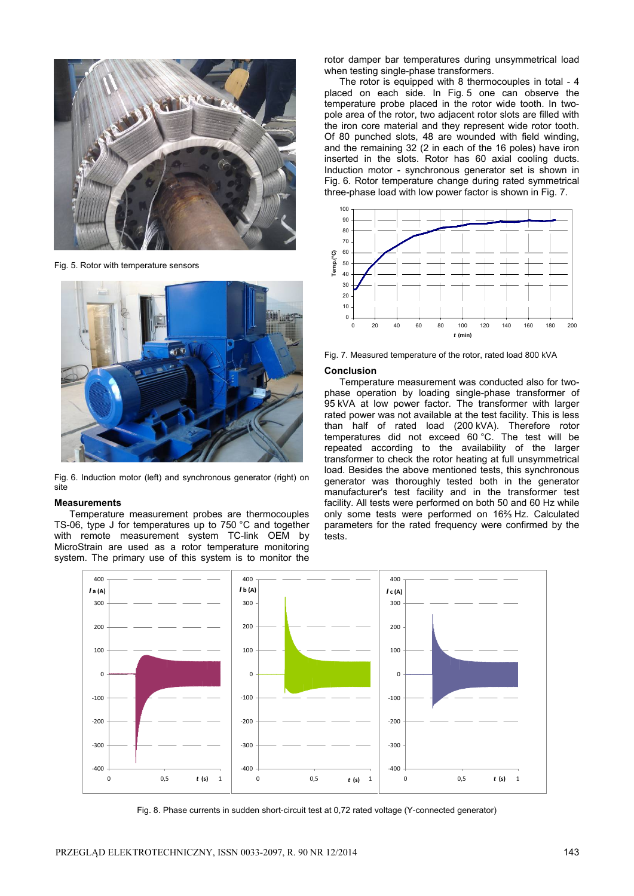Fig. 5. Rotor with temperature sensors

Fig. 6. Induction motor (left) and synchronous generator (right) on site

## Measurements

Temperature measurement probes are thermocouples TS-06, type J for temperatures up to 750 °C and together with remote measurement system TC-link OEM by MicroStrain are used as a rotor temperature monitoring system. The primary use of this system is to monitor the rotor damper bar temperatures during unsymmetrical load when testing single-phase transformers.

The rotor is equipped with 8 thermocouples in total - 4 placed on each side. In Fig. 5 one can observe the temperature probe placed in the rotor wide tooth. In two-pole area of the rotor, two adjacent rotor slots are filled with the iron core material and they represent wide rotor tooth. Of 80 punched slots, 48 are wounded with field winding, and the remaining 32 (2 in each of the 16 poles) have iron inserted in the slots. Rotor has 60 axial cooling ducts. Induction motor - synchronous generator set is shown in Fig. 6. Rotor temperature change during rated symmetrical three-phase load with low power factor is shown in Fig. 7.

Fig. 7. Measured temperature of the rotor, rated load 800 kVA

## Conclusion

Temperature measurement was conducted also for two-phase operation by loading single-phase transformer of 95 kVA at low power factor. The transformer with larger rated power was not available at the test facility. This is less than half of rated load (200 kVA). Therefore rotor temperatures did not exceed 60 °C. The test will be repeated according to the availability of the larger transformer to check the rotor heating at full unsymmetrical load. Besides the above mentioned tests, this synchronous generator was thoroughly tested both in the generator manufacturer's test facility and in the transformer test facility. All tests were performed on both 50 and 60 Hz while only some tests were performed on 16⅔ Hz. Calculated parameters for the rated frequency were confirmed by the tests.

Fig. 8. Phase currents in sudden short-circuit test at 0,72 rated voltage (Y-connected generator)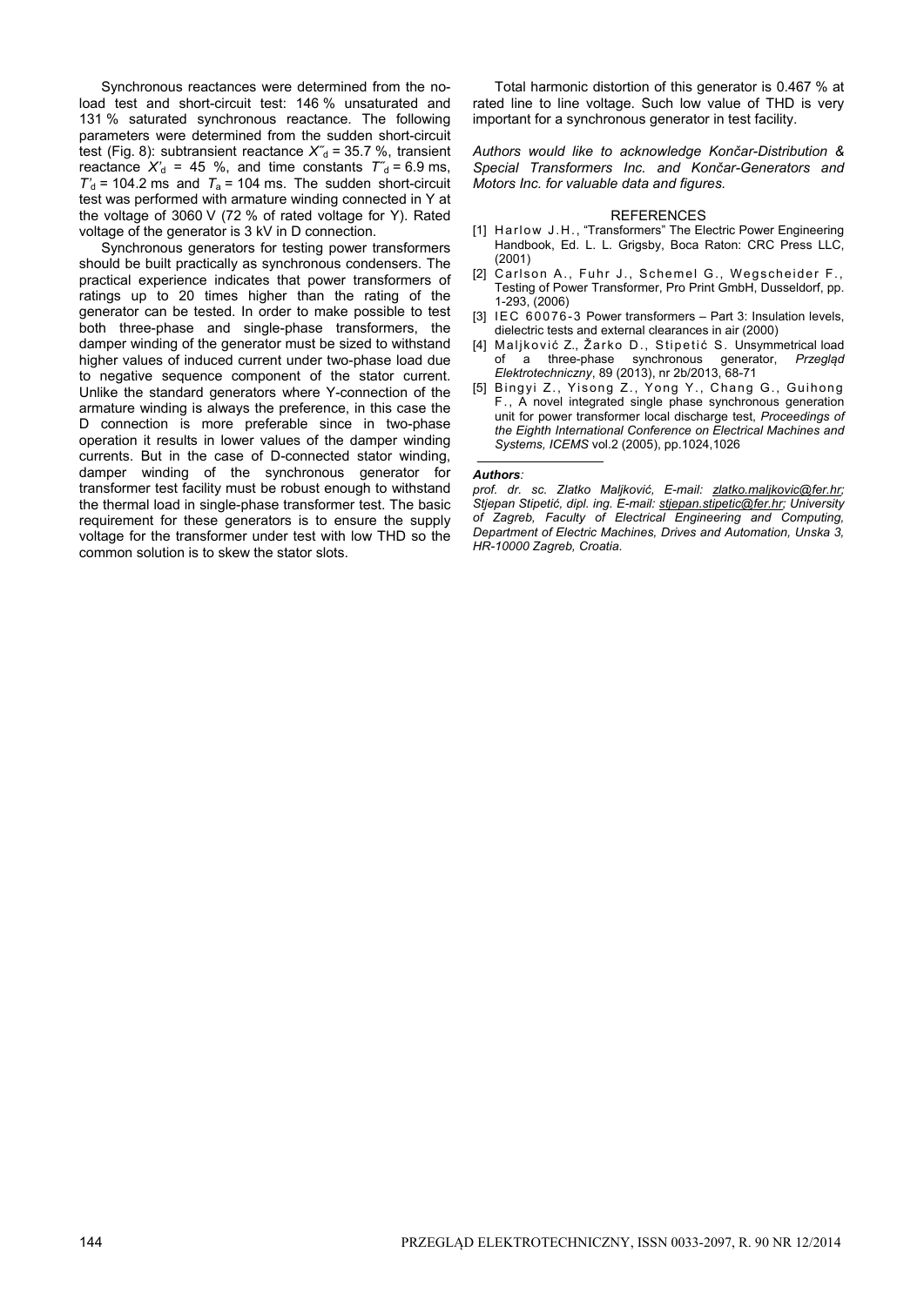Synchronous reactances were determined from the no-load test and short-circuit test: 146 % unsaturated and 131 % saturated synchronous reactance. The following parameters were determined from the sudden short-circuit test (Fig. 8): subtransient reactance $X''_d$ = 35.7 %, transient reactance $X'_d$ = 45 %, and time constants $T''_d$ = 6.9 ms, $T'_d$ = 104.2 ms and $T_a$ = 104 ms. The sudden short-circuit test was performed with armature winding connected in Y at the voltage of 3060 V (72 % of rated voltage for Y). Rated voltage of the generator is 3 kV in D connection.

Synchronous generators for testing power transformers should be built practically as synchronous condensers. The practical experience indicates that power transformers of ratings up to 20 times higher than the rating of the generator can be tested. In order to make possible to test both three-phase and single-phase transformers, the damper winding of the generator must be sized to withstand higher values of induced current under two-phase load due to negative sequence component of the stator current. Unlike the standard generators where Y-connection of the armature winding is always the preference, in this case the D connection is more preferable since in two-phase operation it results in lower values of the damper winding currents. But in the case of D-connected stator winding, damper winding of the synchronous generator for transformer test facility must be robust enough to withstand the thermal load in single-phase transformer test. The basic requirement for these generators is to ensure the supply voltage for the transformer under test with low THD so the common solution is to skew the stator slots.

Total harmonic distortion of this generator is 0.467 % at rated line to line voltage. Such low value of THD is very important for a synchronous generator in test facility.

*Authors would like to acknowledge Končar-Distribution & Special Transformers Inc. and Končar-Generators and Motors Inc. for valuable data and figures.*

## REFERENCES

[1] Harlow J.H., "Transformers" The Electric Power Engineering Handbook, Ed. L. L. Grigsby, Boca Raton: CRC Press LLC, (2001)

[2] Carlson A., Fuhr J., Schemel G., Wegscheider F., Testing of Power Transformer, Pro Print GmbH, Dusseldorf, pp. 1-293, (2006)

[3] IEC 60076-3 Power transformers – Part 3: Insulation levels, dielectric tests and external clearances in air (2000)

[4] Maljković Z., Žarko D., Stipetić S. Unsymmetrical load of a three-phase synchronous generator, *Przegląd Elektrotechniczny*, 89 (2013), nr 2b/2013, 68-71

[5] Bingyi Z., Yisong Z., Yong Y., Chang G., Guihong F., A novel integrated single phase synchronous generation unit for power transformer local discharge test, *Proceedings of the Eighth International Conference on Electrical Machines and Systems, ICEMS* vol.2 (2005), pp.1024,1026

***Authors**:*

*prof. dr. sc. Zlatko Maljković, E-mail: zlatko.maljkovic@fer.hr; Stjepan Stipetić, dipl. ing. E-mail: stjepan.stipetic@fer.hr; University of Zagreb, Faculty of Electrical Engineering and Computing, Department of Electric Machines, Drives and Automation, Unska 3, HR-10000 Zagreb, Croatia.*